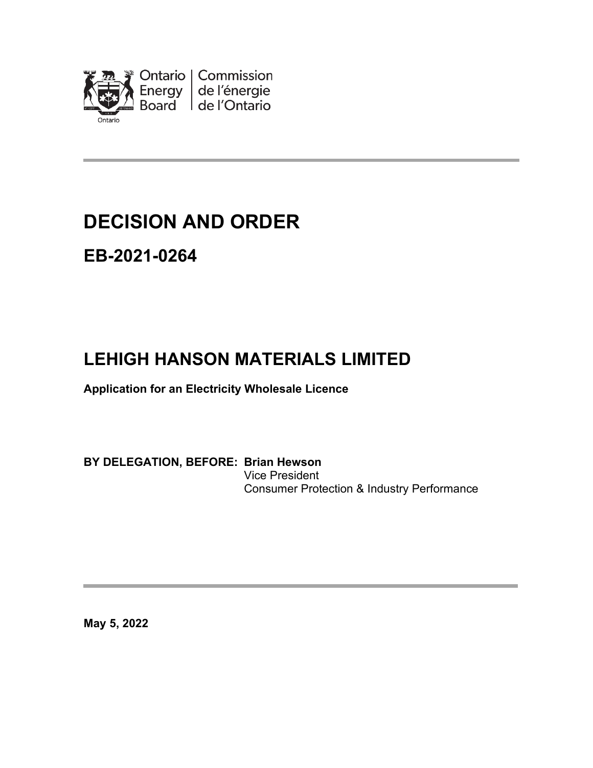Ontario Energy Board | Commission de l'énergie de l'Ontario

# DECISION AND ORDER

## EB-2021-0264

# LEHIGH HANSON MATERIALS LIMITED

**Application for an Electricity Wholesale Licence**

**BY DELEGATION, BEFORE: Brian Hewson**
Vice President
Consumer Protection & Industry Performance

**May 5, 2022**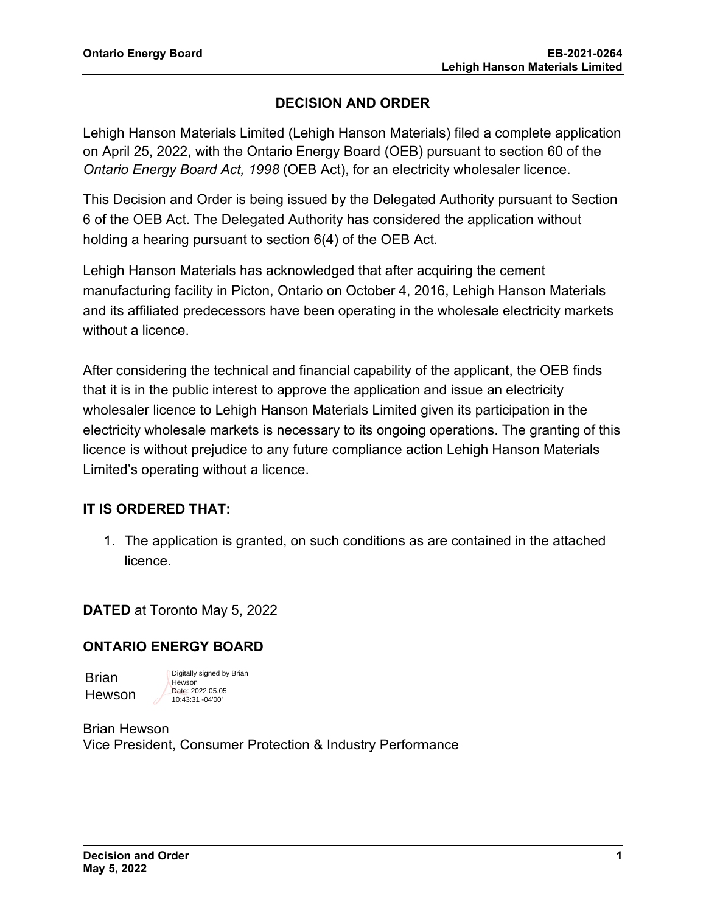# DECISION AND ORDER

Lehigh Hanson Materials Limited (Lehigh Hanson Materials) filed a complete application on April 25, 2022, with the Ontario Energy Board (OEB) pursuant to section 60 of the *Ontario Energy Board Act, 1998* (OEB Act), for an electricity wholesaler licence.

This Decision and Order is being issued by the Delegated Authority pursuant to Section 6 of the OEB Act. The Delegated Authority has considered the application without holding a hearing pursuant to section 6(4) of the OEB Act.

Lehigh Hanson Materials has acknowledged that after acquiring the cement manufacturing facility in Picton, Ontario on October 4, 2016, Lehigh Hanson Materials and its affiliated predecessors have been operating in the wholesale electricity markets without a licence.

After considering the technical and financial capability of the applicant, the OEB finds that it is in the public interest to approve the application and issue an electricity wholesaler licence to Lehigh Hanson Materials Limited given its participation in the electricity wholesale markets is necessary to its ongoing operations. The granting of this licence is without prejudice to any future compliance action Lehigh Hanson Materials Limited's operating without a licence.

**IT IS ORDERED THAT:**

1. The application is granted, on such conditions as are contained in the attached licence.

**DATED** at Toronto May 5, 2022

**ONTARIO ENERGY BOARD**

Brian Hewson

Digitally signed by Brian Hewson
Date: 2022.05.05 10:43:31 -04'00'

Brian Hewson
Vice President, Consumer Protection & Industry Performance